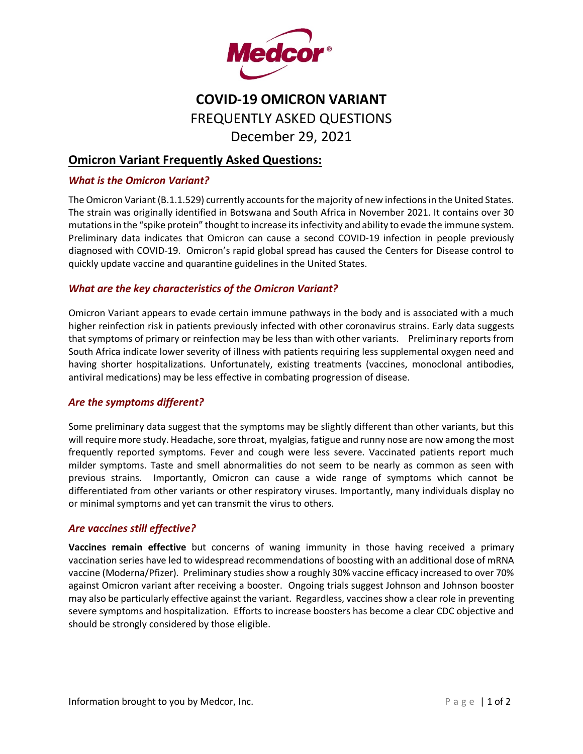Medcor®

# COVID-19 OMICRON VARIANT

FREQUENTLY ASKED QUESTIONS

December 29, 2021

## Omicron Variant Frequently Asked Questions:

### *What is the Omicron Variant?*

The Omicron Variant (B.1.1.529) currently accounts for the majority of new infections in the United States. The strain was originally identified in Botswana and South Africa in November 2021. It contains over 30 mutations in the "spike protein" thought to increase its infectivity and ability to evade the immune system. Preliminary data indicates that Omicron can cause a second COVID-19 infection in people previously diagnosed with COVID-19. Omicron's rapid global spread has caused the Centers for Disease control to quickly update vaccine and quarantine guidelines in the United States.

### *What are the key characteristics of the Omicron Variant?*

Omicron Variant appears to evade certain immune pathways in the body and is associated with a much higher reinfection risk in patients previously infected with other coronavirus strains. Early data suggests that symptoms of primary or reinfection may be less than with other variants. Preliminary reports from South Africa indicate lower severity of illness with patients requiring less supplemental oxygen need and having shorter hospitalizations. Unfortunately, existing treatments (vaccines, monoclonal antibodies, antiviral medications) may be less effective in combating progression of disease.

### *Are the symptoms different?*

Some preliminary data suggest that the symptoms may be slightly different than other variants, but this will require more study. Headache, sore throat, myalgias, fatigue and runny nose are now among the most frequently reported symptoms. Fever and cough were less severe. Vaccinated patients report much milder symptoms. Taste and smell abnormalities do not seem to be nearly as common as seen with previous strains. Importantly, Omicron can cause a wide range of symptoms which cannot be differentiated from other variants or other respiratory viruses. Importantly, many individuals display no or minimal symptoms and yet can transmit the virus to others.

### *Are vaccines still effective?*

**Vaccines remain effective** but concerns of waning immunity in those having received a primary vaccination series have led to widespread recommendations of boosting with an additional dose of mRNA vaccine (Moderna/Pfizer). Preliminary studies show a roughly 30% vaccine efficacy increased to over 70% against Omicron variant after receiving a booster. Ongoing trials suggest Johnson and Johnson booster may also be particularly effective against the variant. Regardless, vaccines show a clear role in preventing severe symptoms and hospitalization. Efforts to increase boosters has become a clear CDC objective and should be strongly considered by those eligible.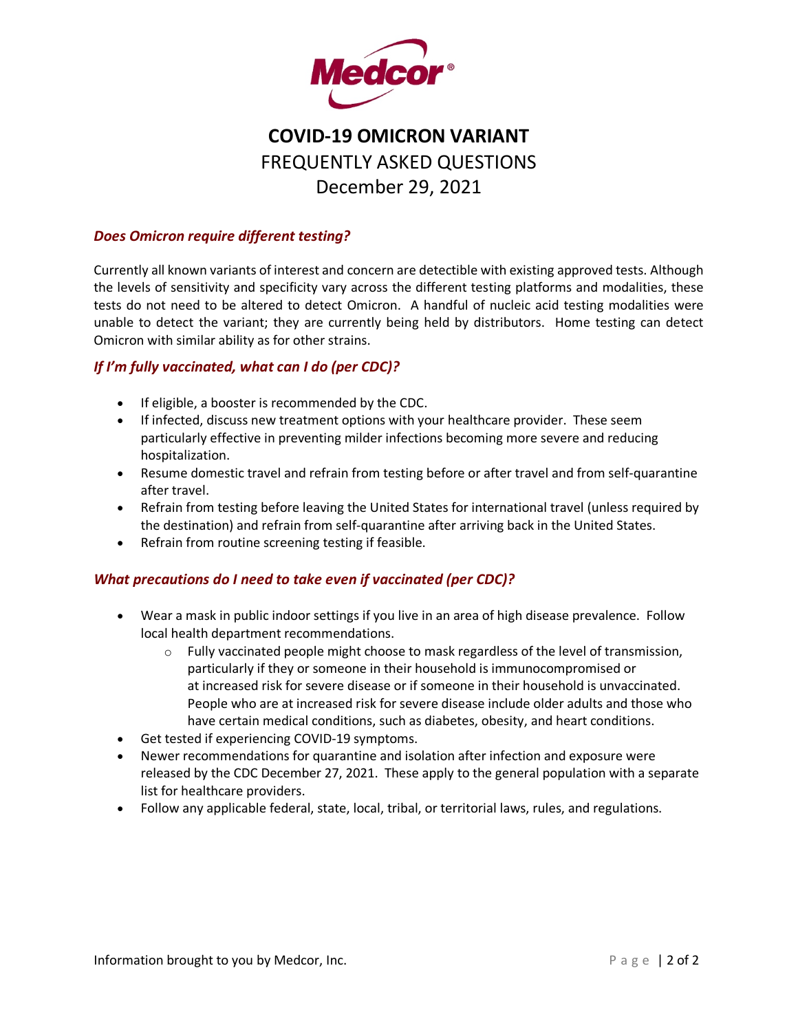# COVID-19 OMICRON VARIANT

## FREQUENTLY ASKED QUESTIONS

## December 29, 2021

### *Does Omicron require different testing?*

Currently all known variants of interest and concern are detectible with existing approved tests. Although the levels of sensitivity and specificity vary across the different testing platforms and modalities, these tests do not need to be altered to detect Omicron. A handful of nucleic acid testing modalities were unable to detect the variant; they are currently being held by distributors. Home testing can detect Omicron with similar ability as for other strains.

### *If I'm fully vaccinated, what can I do (per CDC)?*

- If eligible, a booster is recommended by the CDC.
- If infected, discuss new treatment options with your healthcare provider. These seem particularly effective in preventing milder infections becoming more severe and reducing hospitalization.
- Resume domestic travel and refrain from testing before or after travel and from self-quarantine after travel.
- Refrain from testing before leaving the United States for international travel (unless required by the destination) and refrain from self-quarantine after arriving back in the United States.
- Refrain from routine screening testing if feasible.

### *What precautions do I need to take even if vaccinated (per CDC)?*

- Wear a mask in public indoor settings if you live in an area of high disease prevalence. Follow local health department recommendations.
    - Fully vaccinated people might choose to mask regardless of the level of transmission, particularly if they or someone in their household is immunocompromised or at increased risk for severe disease or if someone in their household is unvaccinated. People who are at increased risk for severe disease include older adults and those who have certain medical conditions, such as diabetes, obesity, and heart conditions.
- Get tested if experiencing COVID-19 symptoms.
- Newer recommendations for quarantine and isolation after infection and exposure were released by the CDC December 27, 2021. These apply to the general population with a separate list for healthcare providers.
- Follow any applicable federal, state, local, tribal, or territorial laws, rules, and regulations.

Information brought to you by Medcor, Inc.